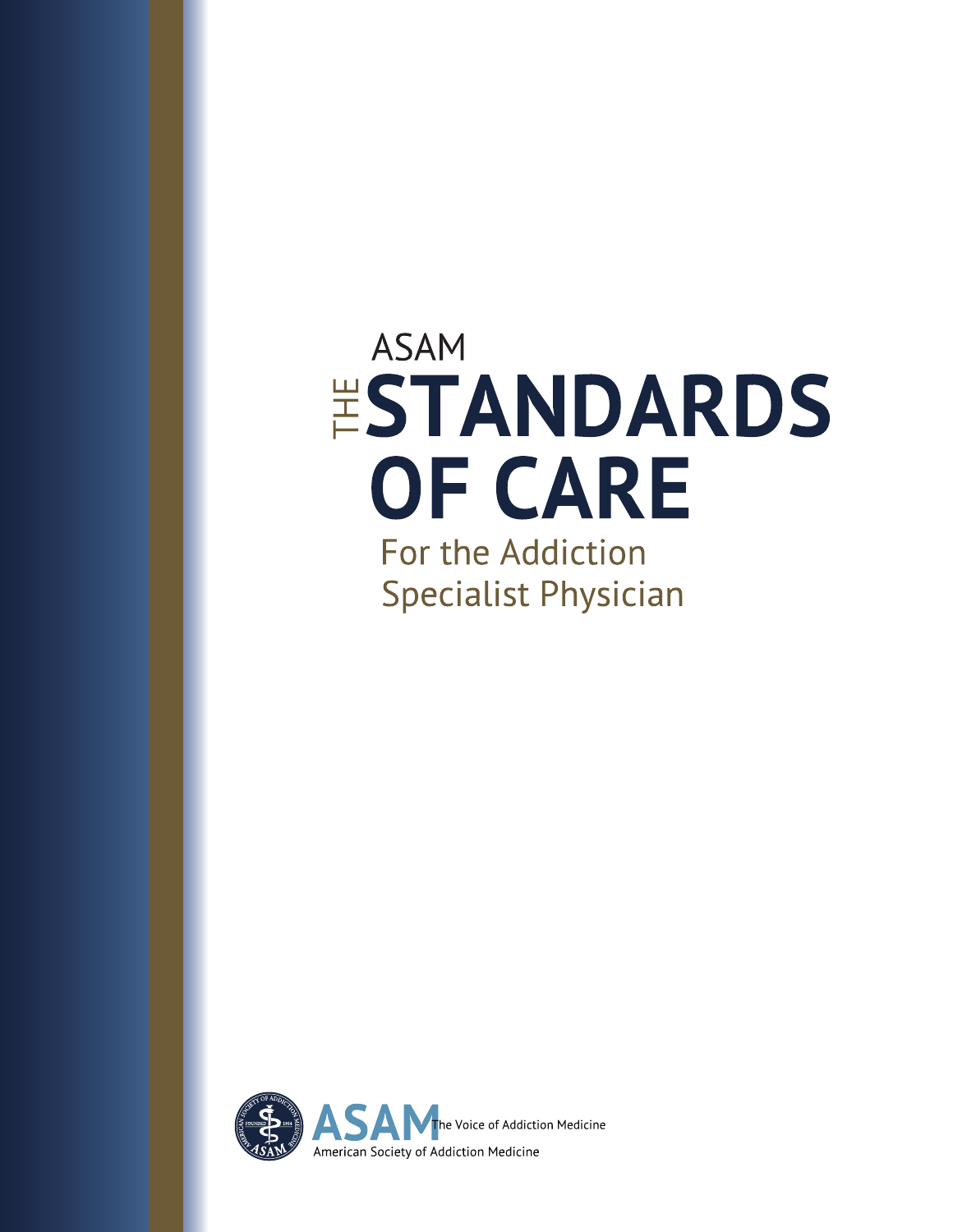# ASAM THE STANDARDS OF CARE

## For the Addiction Specialist Physician

ASAM The Voice of Addiction Medicine

American Society of Addiction Medicine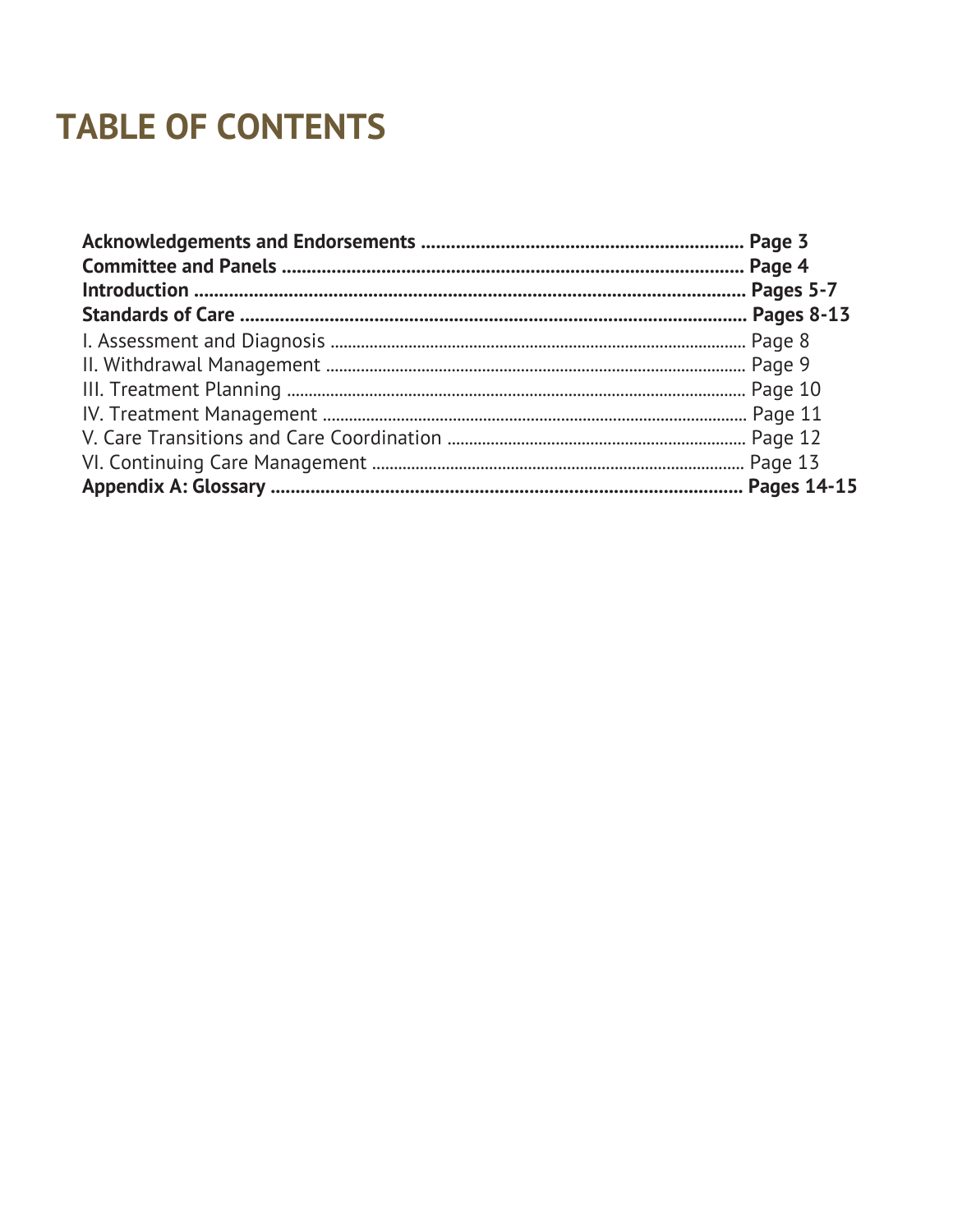# TABLE OF CONTENTS

**Acknowledgements and Endorsements** ................................................................ **Page 3**
**Committee and Panels** ............................................................................................ **Page 4**
**Introduction** ............................................................................................................... **Pages 5-7**
**Standards of Care** ..................................................................................................... **Pages 8-13**
I. Assessment and Diagnosis ............................................................................................ Page 8
II. Withdrawal Management ............................................................................................. Page 9
III. Treatment Planning ..................................................................................................... Page 10
IV. Treatment Management .............................................................................................. Page 11
V. Care Transitions and Care Coordination ................................................................. Page 12
VI. Continuing Care Management .................................................................................. Page 13
**Appendix A: Glossary** .............................................................................................. **Pages 14-15**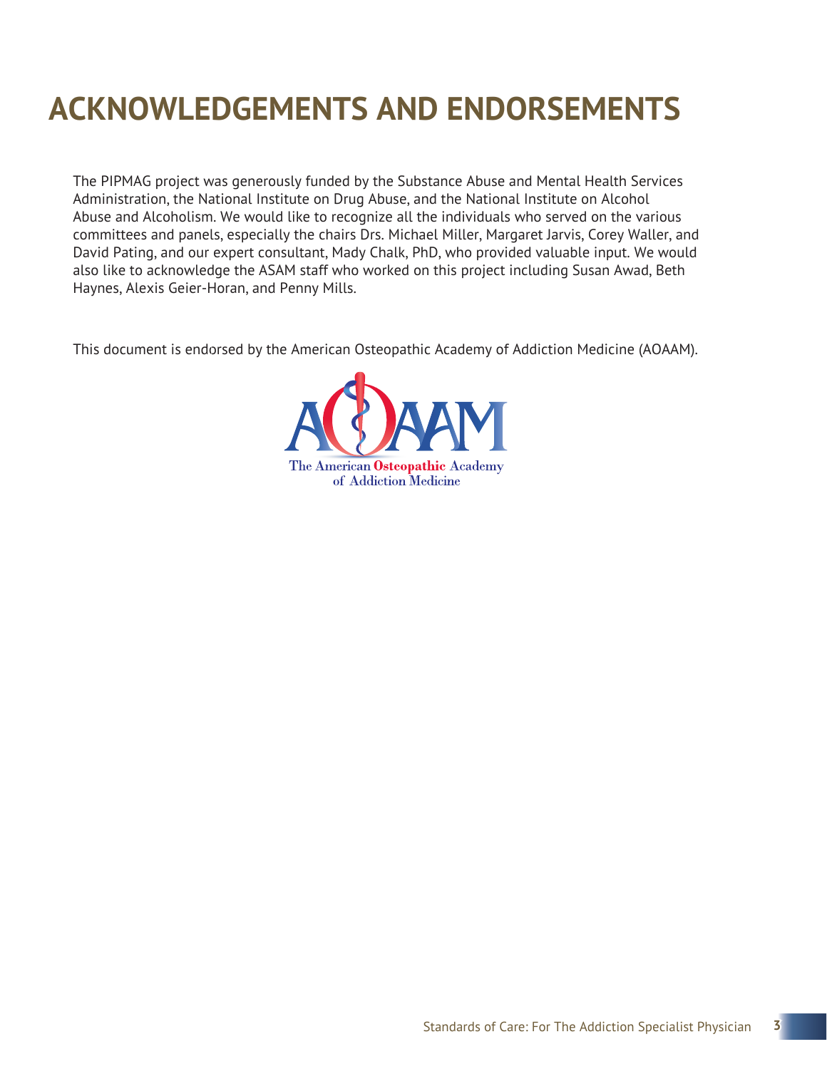# ACKNOWLEDGEMENTS AND ENDORSEMENTS

The PIPMAG project was generously funded by the Substance Abuse and Mental Health Services Administration, the National Institute on Drug Abuse, and the National Institute on Alcohol Abuse and Alcoholism. We would like to recognize all the individuals who served on the various committees and panels, especially the chairs Drs. Michael Miller, Margaret Jarvis, Corey Waller, and David Pating, and our expert consultant, Mady Chalk, PhD, who provided valuable input. We would also like to acknowledge the ASAM staff who worked on this project including Susan Awad, Beth Haynes, Alexis Geier-Horan, and Penny Mills.

This document is endorsed by the American Osteopathic Academy of Addiction Medicine (AOAAM).

AOAAM

The American Osteopathic Academy of Addiction Medicine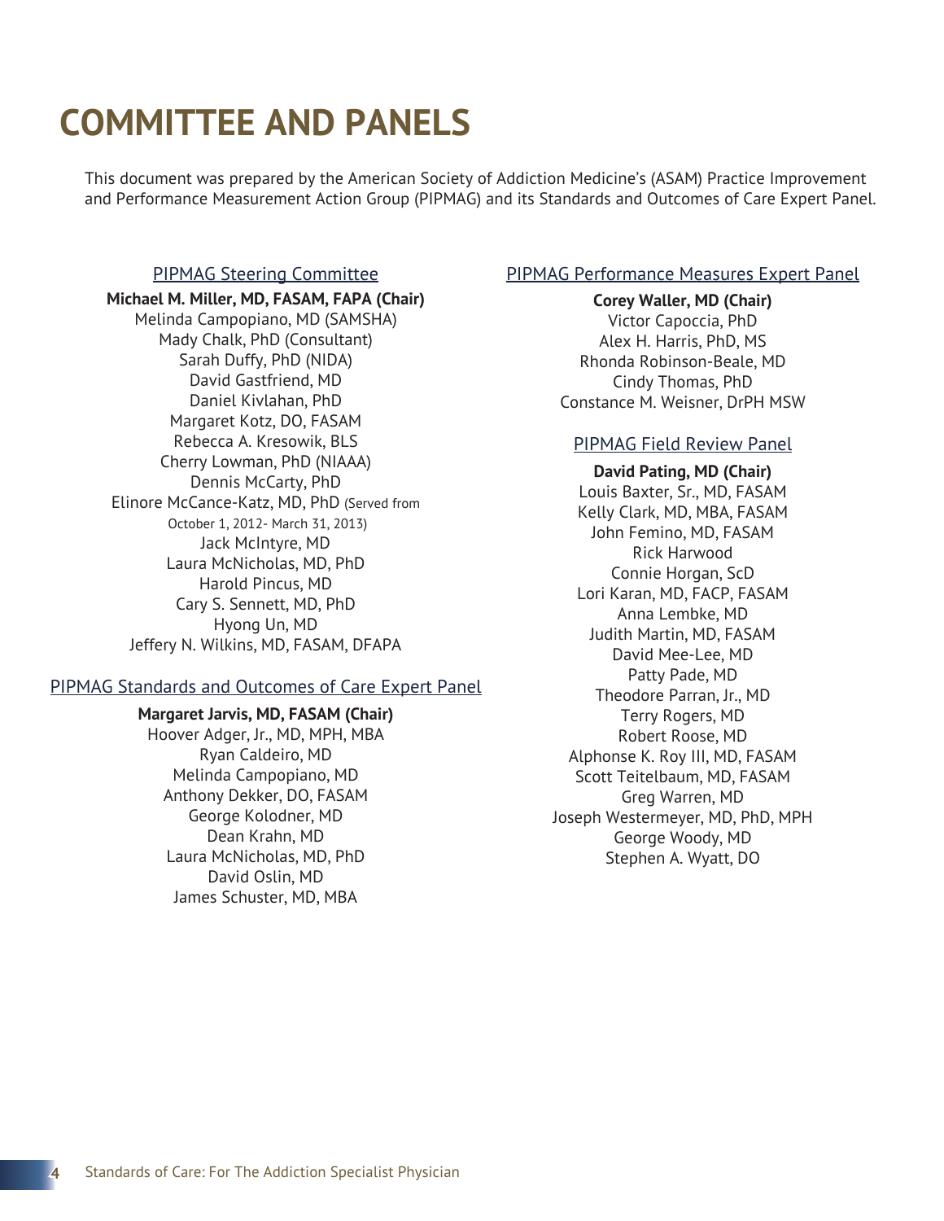# COMMITTEE AND PANELS

This document was prepared by the American Society of Addiction Medicine's (ASAM) Practice Improvement and Performance Measurement Action Group (PIPMAG) and its Standards and Outcomes of Care Expert Panel.

## PIPMAG Steering Committee

**Michael M. Miller, MD, FASAM, FAPA (Chair)**
Melinda Campopiano, MD (SAMSHA)
Mady Chalk, PhD (Consultant)
Sarah Duffy, PhD (NIDA)
David Gastfriend, MD
Daniel Kivlahan, PhD
Margaret Kotz, DO, FASAM
Rebecca A. Kresowik, BLS
Cherry Lowman, PhD (NIAAA)
Dennis McCarty, PhD
Elinore McCance-Katz, MD, PhD (Served from October 1, 2012- March 31, 2013)
Jack McIntyre, MD
Laura McNicholas, MD, PhD
Harold Pincus, MD
Cary S. Sennett, MD, PhD
Hyong Un, MD
Jeffery N. Wilkins, MD, FASAM, DFAPA

## PIPMAG Standards and Outcomes of Care Expert Panel

**Margaret Jarvis, MD, FASAM (Chair)**
Hoover Adger, Jr., MD, MPH, MBA
Ryan Caldeiro, MD
Melinda Campopiano, MD
Anthony Dekker, DO, FASAM
George Kolodner, MD
Dean Krahn, MD
Laura McNicholas, MD, PhD
David Oslin, MD
James Schuster, MD, MBA

## PIPMAG Performance Measures Expert Panel

**Corey Waller, MD (Chair)**
Victor Capoccia, PhD
Alex H. Harris, PhD, MS
Rhonda Robinson-Beale, MD
Cindy Thomas, PhD
Constance M. Weisner, DrPH MSW

## PIPMAG Field Review Panel

**David Pating, MD (Chair)**
Louis Baxter, Sr., MD, FASAM
Kelly Clark, MD, MBA, FASAM
John Femino, MD, FASAM
Rick Harwood
Connie Horgan, ScD
Lori Karan, MD, FACP, FASAM
Anna Lembke, MD
Judith Martin, MD, FASAM
David Mee-Lee, MD
Patty Pade, MD
Theodore Parran, Jr., MD
Terry Rogers, MD
Robert Roose, MD
Alphonse K. Roy III, MD, FASAM
Scott Teitelbaum, MD, FASAM
Greg Warren, MD
Joseph Westermeyer, MD, PhD, MPH
George Woody, MD
Stephen A. Wyatt, DO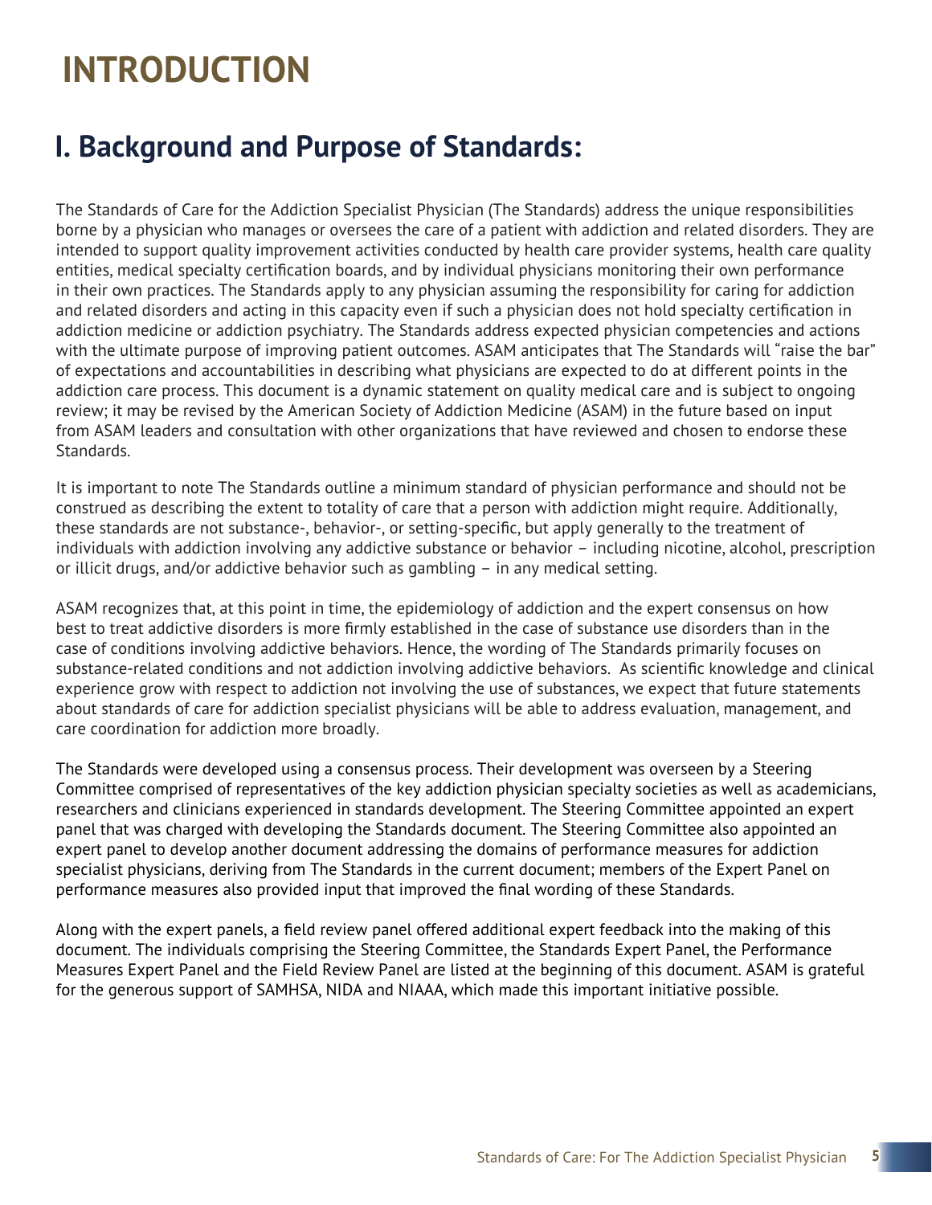# INTRODUCTION

## I. Background and Purpose of Standards:

The Standards of Care for the Addiction Specialist Physician (The Standards) address the unique responsibilities borne by a physician who manages or oversees the care of a patient with addiction and related disorders. They are intended to support quality improvement activities conducted by health care provider systems, health care quality entities, medical specialty certification boards, and by individual physicians monitoring their own performance in their own practices. The Standards apply to any physician assuming the responsibility for caring for addiction and related disorders and acting in this capacity even if such a physician does not hold specialty certification in addiction medicine or addiction psychiatry. The Standards address expected physician competencies and actions with the ultimate purpose of improving patient outcomes. ASAM anticipates that The Standards will "raise the bar" of expectations and accountabilities in describing what physicians are expected to do at different points in the addiction care process. This document is a dynamic statement on quality medical care and is subject to ongoing review; it may be revised by the American Society of Addiction Medicine (ASAM) in the future based on input from ASAM leaders and consultation with other organizations that have reviewed and chosen to endorse these Standards.

It is important to note The Standards outline a minimum standard of physician performance and should not be construed as describing the extent to totality of care that a person with addiction might require. Additionally, these standards are not substance-, behavior-, or setting-specific, but apply generally to the treatment of individuals with addiction involving any addictive substance or behavior – including nicotine, alcohol, prescription or illicit drugs, and/or addictive behavior such as gambling – in any medical setting.

ASAM recognizes that, at this point in time, the epidemiology of addiction and the expert consensus on how best to treat addictive disorders is more firmly established in the case of substance use disorders than in the case of conditions involving addictive behaviors. Hence, the wording of The Standards primarily focuses on substance-related conditions and not addiction involving addictive behaviors. As scientific knowledge and clinical experience grow with respect to addiction not involving the use of substances, we expect that future statements about standards of care for addiction specialist physicians will be able to address evaluation, management, and care coordination for addiction more broadly.

The Standards were developed using a consensus process. Their development was overseen by a Steering Committee comprised of representatives of the key addiction physician specialty societies as well as academicians, researchers and clinicians experienced in standards development. The Steering Committee appointed an expert panel that was charged with developing the Standards document. The Steering Committee also appointed an expert panel to develop another document addressing the domains of performance measures for addiction specialist physicians, deriving from The Standards in the current document; members of the Expert Panel on performance measures also provided input that improved the final wording of these Standards.

Along with the expert panels, a field review panel offered additional expert feedback into the making of this document. The individuals comprising the Steering Committee, the Standards Expert Panel, the Performance Measures Expert Panel and the Field Review Panel are listed at the beginning of this document. ASAM is grateful for the generous support of SAMHSA, NIDA and NIAAA, which made this important initiative possible.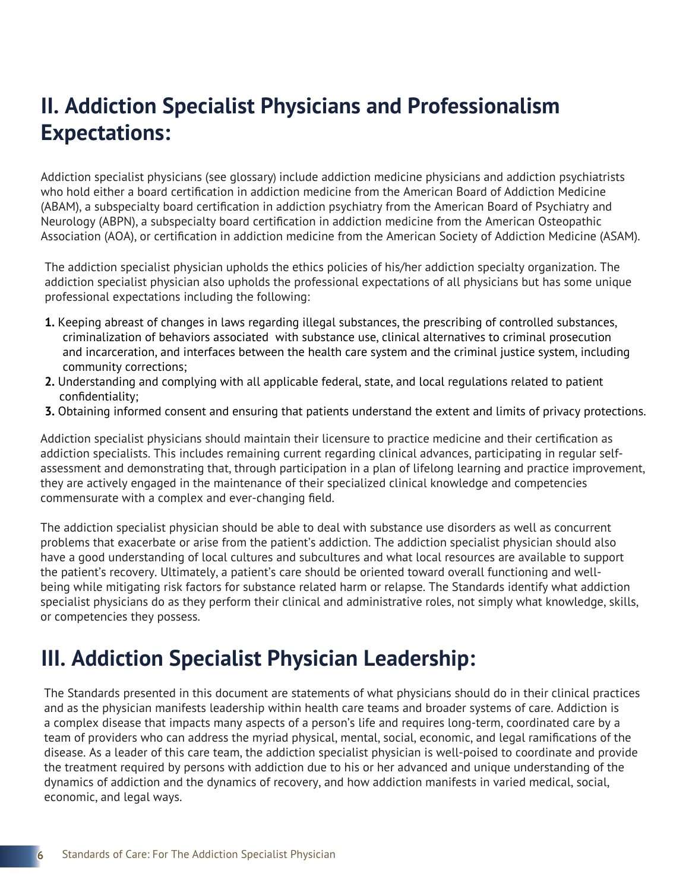## II. Addiction Specialist Physicians and Professionalism Expectations:

Addiction specialist physicians (see glossary) include addiction medicine physicians and addiction psychiatrists who hold either a board certification in addiction medicine from the American Board of Addiction Medicine (ABAM), a subspecialty board certification in addiction psychiatry from the American Board of Psychiatry and Neurology (ABPN), a subspecialty board certification in addiction medicine from the American Osteopathic Association (AOA), or certification in addiction medicine from the American Society of Addiction Medicine (ASAM).

The addiction specialist physician upholds the ethics policies of his/her addiction specialty organization. The addiction specialist physician also upholds the professional expectations of all physicians but has some unique professional expectations including the following:

1. Keeping abreast of changes in laws regarding illegal substances, the prescribing of controlled substances, criminalization of behaviors associated with substance use, clinical alternatives to criminal prosecution and incarceration, and interfaces between the health care system and the criminal justice system, including community corrections;
2. Understanding and complying with all applicable federal, state, and local regulations related to patient confidentiality;
3. Obtaining informed consent and ensuring that patients understand the extent and limits of privacy protections.

Addiction specialist physicians should maintain their licensure to practice medicine and their certification as addiction specialists. This includes remaining current regarding clinical advances, participating in regular self-assessment and demonstrating that, through participation in a plan of lifelong learning and practice improvement, they are actively engaged in the maintenance of their specialized clinical knowledge and competencies commensurate with a complex and ever-changing field.

The addiction specialist physician should be able to deal with substance use disorders as well as concurrent problems that exacerbate or arise from the patient's addiction. The addiction specialist physician should also have a good understanding of local cultures and subcultures and what local resources are available to support the patient's recovery. Ultimately, a patient's care should be oriented toward overall functioning and well-being while mitigating risk factors for substance related harm or relapse. The Standards identify what addiction specialist physicians do as they perform their clinical and administrative roles, not simply what knowledge, skills, or competencies they possess.

## III. Addiction Specialist Physician Leadership:

The Standards presented in this document are statements of what physicians should do in their clinical practices and as the physician manifests leadership within health care teams and broader systems of care. Addiction is a complex disease that impacts many aspects of a person's life and requires long-term, coordinated care by a team of providers who can address the myriad physical, mental, social, economic, and legal ramifications of the disease. As a leader of this care team, the addiction specialist physician is well-poised to coordinate and provide the treatment required by persons with addiction due to his or her advanced and unique understanding of the dynamics of addiction and the dynamics of recovery, and how addiction manifests in varied medical, social, economic, and legal ways.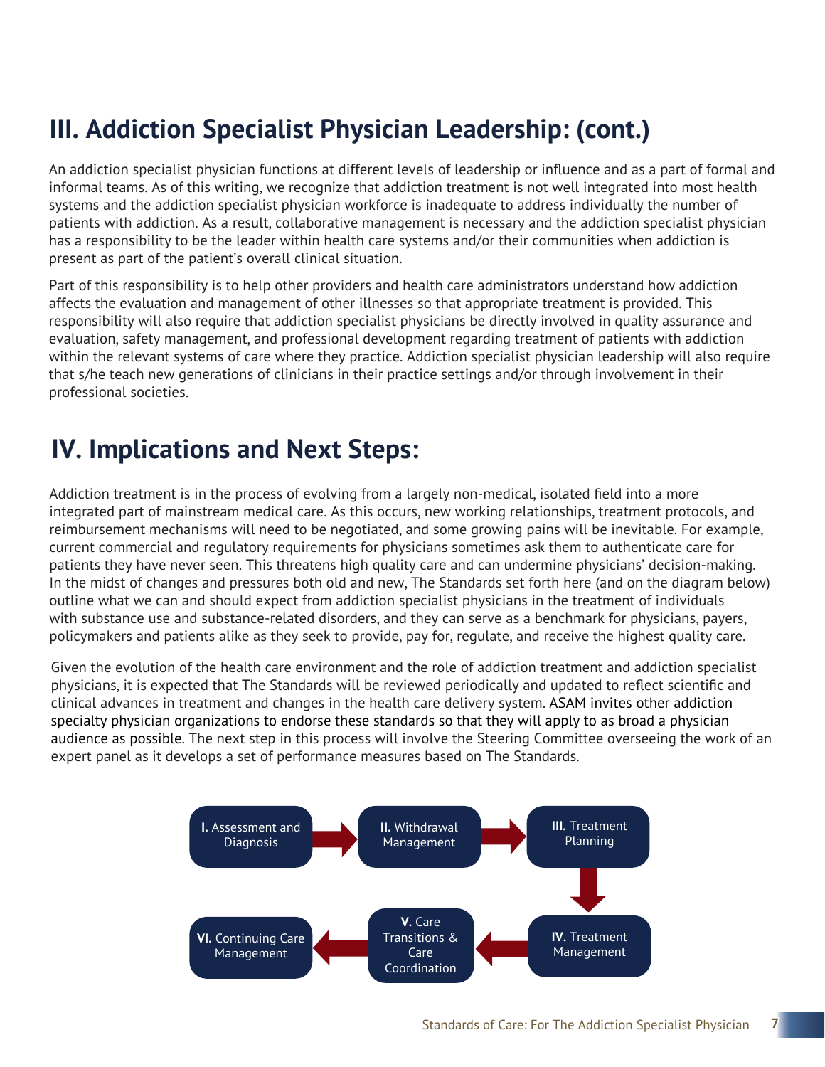## III. Addiction Specialist Physician Leadership: (cont.)

An addiction specialist physician functions at different levels of leadership or influence and as a part of formal and informal teams. As of this writing, we recognize that addiction treatment is not well integrated into most health systems and the addiction specialist physician workforce is inadequate to address individually the number of patients with addiction. As a result, collaborative management is necessary and the addiction specialist physician has a responsibility to be the leader within health care systems and/or their communities when addiction is present as part of the patient's overall clinical situation.

Part of this responsibility is to help other providers and health care administrators understand how addiction affects the evaluation and management of other illnesses so that appropriate treatment is provided. This responsibility will also require that addiction specialist physicians be directly involved in quality assurance and evaluation, safety management, and professional development regarding treatment of patients with addiction within the relevant systems of care where they practice. Addiction specialist physician leadership will also require that s/he teach new generations of clinicians in their practice settings and/or through involvement in their professional societies.

## IV. Implications and Next Steps:

Addiction treatment is in the process of evolving from a largely non-medical, isolated field into a more integrated part of mainstream medical care. As this occurs, new working relationships, treatment protocols, and reimbursement mechanisms will need to be negotiated, and some growing pains will be inevitable. For example, current commercial and regulatory requirements for physicians sometimes ask them to authenticate care for patients they have never seen. This threatens high quality care and can undermine physicians' decision-making. In the midst of changes and pressures both old and new, The Standards set forth here (and on the diagram below) outline what we can and should expect from addiction specialist physicians in the treatment of individuals with substance use and substance-related disorders, and they can serve as a benchmark for physicians, payers, policymakers and patients alike as they seek to provide, pay for, regulate, and receive the highest quality care.

Given the evolution of the health care environment and the role of addiction treatment and addiction specialist physicians, it is expected that The Standards will be reviewed periodically and updated to reflect scientific and clinical advances in treatment and changes in the health care delivery system. ASAM invites other addiction specialty physician organizations to endorse these standards so that they will apply to as broad a physician audience as possible. The next step in this process will involve the Steering Committee overseeing the work of an expert panel as it develops a set of performance measures based on The Standards.

**I.** Assessment and Diagnosis → **II.** Withdrawal Management → **III.** Treatment Planning → **IV.** Treatment Management → **V.** Care Transitions & Care Coordination → **VI.** Continuing Care Management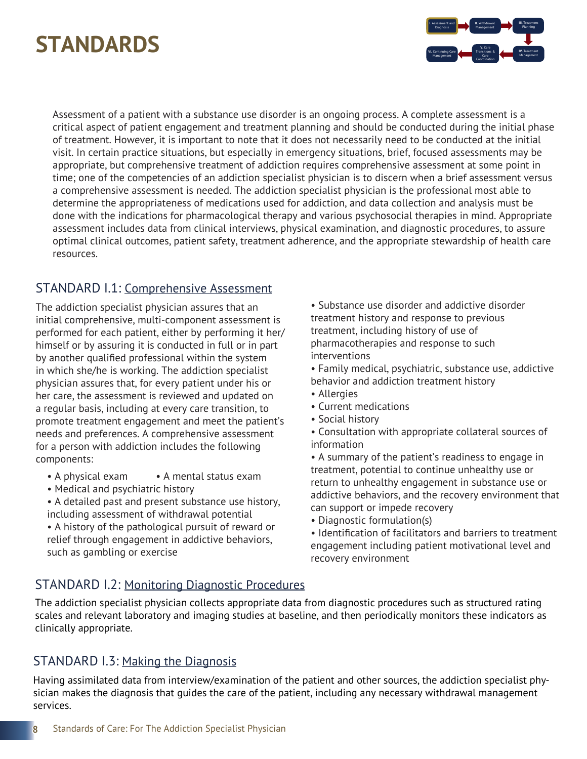# STANDARDS

Assessment of a patient with a substance use disorder is an ongoing process. A complete assessment is a critical aspect of patient engagement and treatment planning and should be conducted during the initial phase of treatment. However, it is important to note that it does not necessarily need to be conducted at the initial visit. In certain practice situations, but especially in emergency situations, brief, focused assessments may be appropriate, but comprehensive treatment of addiction requires comprehensive assessment at some point in time; one of the competencies of an addiction specialist physician is to discern when a brief assessment versus a comprehensive assessment is needed. The addiction specialist physician is the professional most able to determine the appropriateness of medications used for addiction, and data collection and analysis must be done with the indications for pharmacological therapy and various psychosocial therapies in mind. Appropriate assessment includes data from clinical interviews, physical examination, and diagnostic procedures, to assure optimal clinical outcomes, patient safety, treatment adherence, and the appropriate stewardship of health care resources.

## STANDARD I.1: Comprehensive Assessment

The addiction specialist physician assures that an initial comprehensive, multi-component assessment is performed for each patient, either by performing it her/himself or by assuring it is conducted in full or in part by another qualified professional within the system in which she/he is working. The addiction specialist physician assures that, for every patient under his or her care, the assessment is reviewed and updated on a regular basis, including at every care transition, to promote treatment engagement and meet the patient's needs and preferences. A comprehensive assessment for a person with addiction includes the following components:

- A physical exam
- A mental status exam
- Medical and psychiatric history
- A detailed past and present substance use history, including assessment of withdrawal potential
- A history of the pathological pursuit of reward or relief through engagement in addictive behaviors, such as gambling or exercise
- Substance use disorder and addictive disorder treatment history and response to previous treatment, including history of use of pharmacotherapies and response to such interventions
- Family medical, psychiatric, substance use, addictive behavior and addiction treatment history
- Allergies
- Current medications
- Social history
- Consultation with appropriate collateral sources of information
- A summary of the patient's readiness to engage in treatment, potential to continue unhealthy use or return to unhealthy engagement in substance use or addictive behaviors, and the recovery environment that can support or impede recovery
- Diagnostic formulation(s)
- Identification of facilitators and barriers to treatment engagement including patient motivational level and recovery environment

## STANDARD I.2: Monitoring Diagnostic Procedures

The addiction specialist physician collects appropriate data from diagnostic procedures such as structured rating scales and relevant laboratory and imaging studies at baseline, and then periodically monitors these indicators as clinically appropriate.

## STANDARD I.3: Making the Diagnosis

Having assimilated data from interview/examination of the patient and other sources, the addiction specialist physician makes the diagnosis that guides the care of the patient, including any necessary withdrawal management services.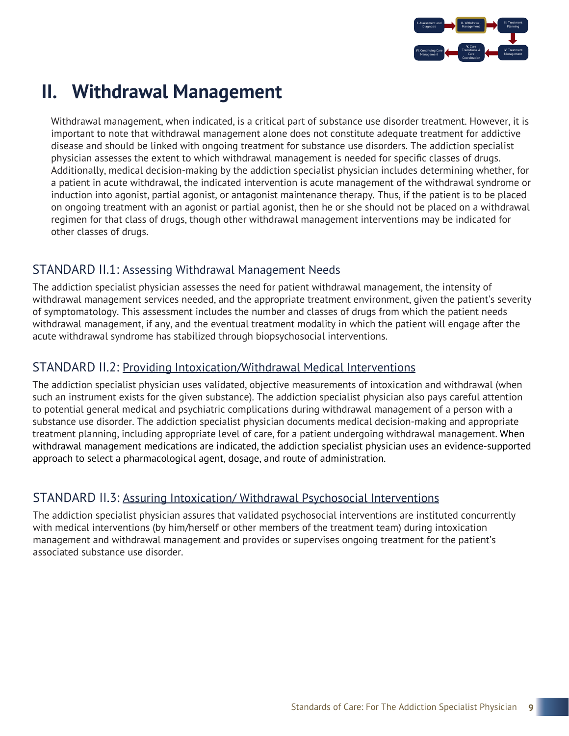# II. Withdrawal Management

Withdrawal management, when indicated, is a critical part of substance use disorder treatment. However, it is important to note that withdrawal management alone does not constitute adequate treatment for addictive disease and should be linked with ongoing treatment for substance use disorders. The addiction specialist physician assesses the extent to which withdrawal management is needed for specific classes of drugs. Additionally, medical decision-making by the addiction specialist physician includes determining whether, for a patient in acute withdrawal, the indicated intervention is acute management of the withdrawal syndrome or induction into agonist, partial agonist, or antagonist maintenance therapy. Thus, if the patient is to be placed on ongoing treatment with an agonist or partial agonist, then he or she should not be placed on a withdrawal regimen for that class of drugs, though other withdrawal management interventions may be indicated for other classes of drugs.

## STANDARD II.1: Assessing Withdrawal Management Needs

The addiction specialist physician assesses the need for patient withdrawal management, the intensity of withdrawal management services needed, and the appropriate treatment environment, given the patient's severity of symptomatology. This assessment includes the number and classes of drugs from which the patient needs withdrawal management, if any, and the eventual treatment modality in which the patient will engage after the acute withdrawal syndrome has stabilized through biopsychosocial interventions.

## STANDARD II.2: Providing Intoxication/Withdrawal Medical Interventions

The addiction specialist physician uses validated, objective measurements of intoxication and withdrawal (when such an instrument exists for the given substance). The addiction specialist physician also pays careful attention to potential general medical and psychiatric complications during withdrawal management of a person with a substance use disorder. The addiction specialist physician documents medical decision-making and appropriate treatment planning, including appropriate level of care, for a patient undergoing withdrawal management. When withdrawal management medications are indicated, the addiction specialist physician uses an evidence-supported approach to select a pharmacological agent, dosage, and route of administration.

## STANDARD II.3: Assuring Intoxication/ Withdrawal Psychosocial Interventions

The addiction specialist physician assures that validated psychosocial interventions are instituted concurrently with medical interventions (by him/herself or other members of the treatment team) during intoxication management and withdrawal management and provides or supervises ongoing treatment for the patient's associated substance use disorder.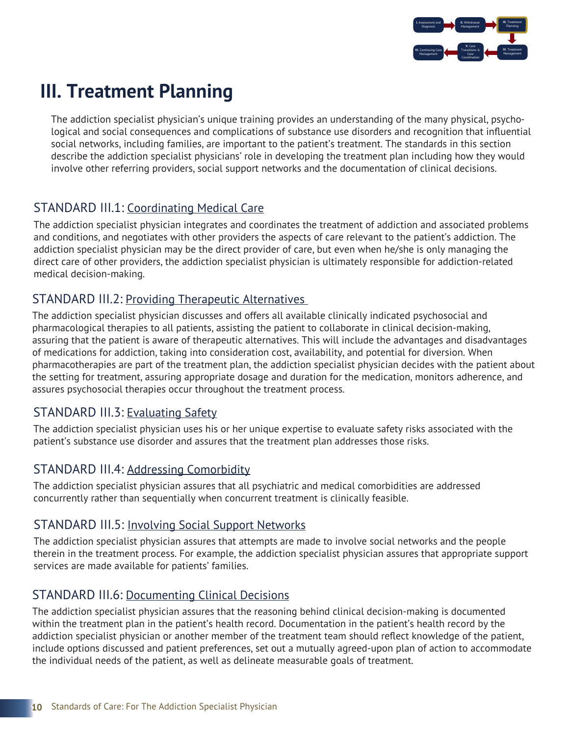# III. Treatment Planning

The addiction specialist physician's unique training provides an understanding of the many physical, psychological and social consequences and complications of substance use disorders and recognition that influential social networks, including families, are important to the patient's treatment. The standards in this section describe the addiction specialist physicians' role in developing the treatment plan including how they would involve other referring providers, social support networks and the documentation of clinical decisions.

## STANDARD III.1: Coordinating Medical Care

The addiction specialist physician integrates and coordinates the treatment of addiction and associated problems and conditions, and negotiates with other providers the aspects of care relevant to the patient's addiction. The addiction specialist physician may be the direct provider of care, but even when he/she is only managing the direct care of other providers, the addiction specialist physician is ultimately responsible for addiction-related medical decision-making.

## STANDARD III.2: Providing Therapeutic Alternatives

The addiction specialist physician discusses and offers all available clinically indicated psychosocial and pharmacological therapies to all patients, assisting the patient to collaborate in clinical decision-making, assuring that the patient is aware of therapeutic alternatives. This will include the advantages and disadvantages of medications for addiction, taking into consideration cost, availability, and potential for diversion. When pharmacotherapies are part of the treatment plan, the addiction specialist physician decides with the patient about the setting for treatment, assuring appropriate dosage and duration for the medication, monitors adherence, and assures psychosocial therapies occur throughout the treatment process.

## STANDARD III.3: Evaluating Safety

The addiction specialist physician uses his or her unique expertise to evaluate safety risks associated with the patient's substance use disorder and assures that the treatment plan addresses those risks.

## STANDARD III.4: Addressing Comorbidity

The addiction specialist physician assures that all psychiatric and medical comorbidities are addressed concurrently rather than sequentially when concurrent treatment is clinically feasible.

## STANDARD III.5: Involving Social Support Networks

The addiction specialist physician assures that attempts are made to involve social networks and the people therein in the treatment process. For example, the addiction specialist physician assures that appropriate support services are made available for patients' families.

## STANDARD III.6: Documenting Clinical Decisions

The addiction specialist physician assures that the reasoning behind clinical decision-making is documented within the treatment plan in the patient's health record. Documentation in the patient's health record by the addiction specialist physician or another member of the treatment team should reflect knowledge of the patient, include options discussed and patient preferences, set out a mutually agreed-upon plan of action to accommodate the individual needs of the patient, as well as delineate measurable goals of treatment.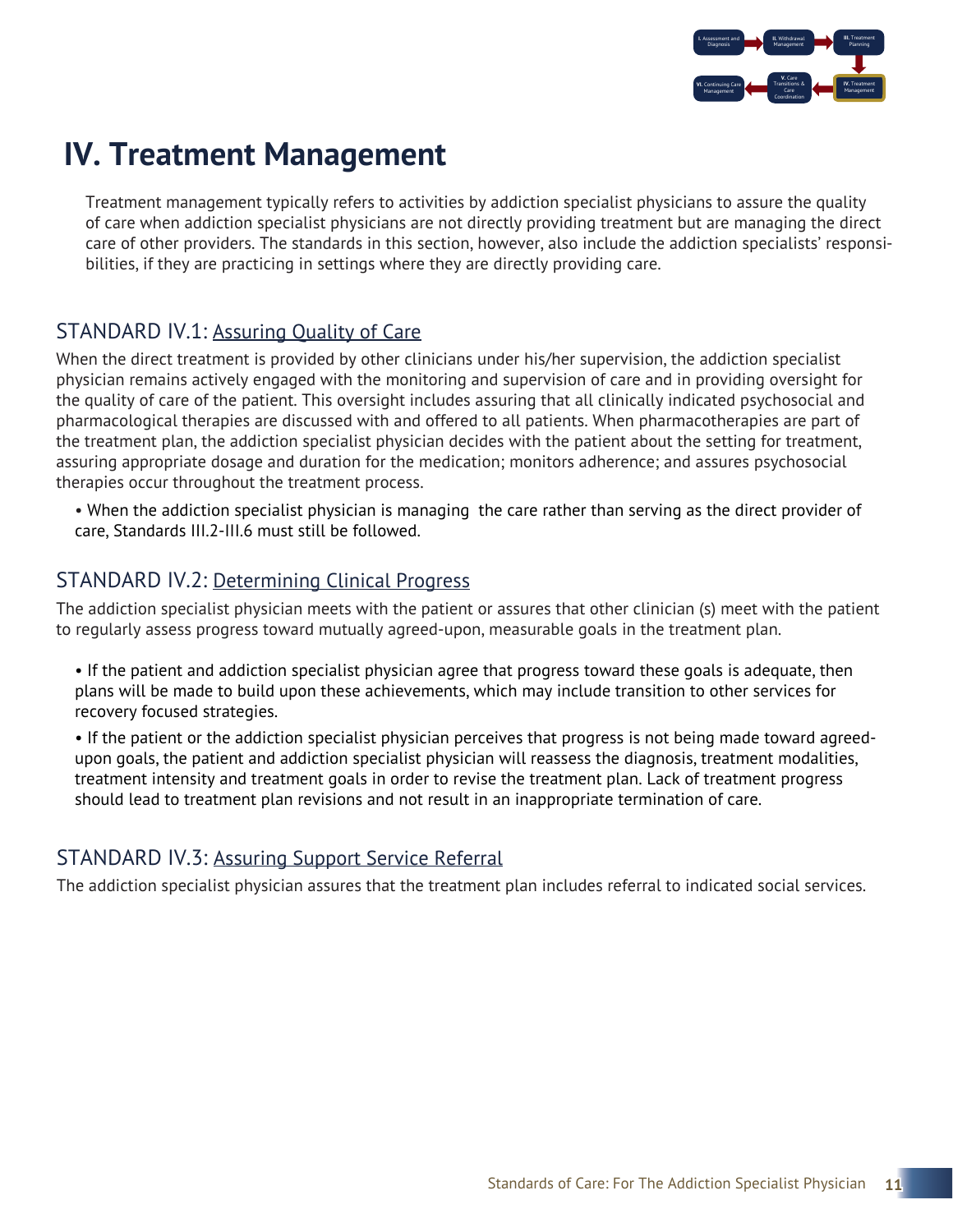# IV. Treatment Management

Treatment management typically refers to activities by addiction specialist physicians to assure the quality of care when addiction specialist physicians are not directly providing treatment but are managing the direct care of other providers. The standards in this section, however, also include the addiction specialists' responsibilities, if they are practicing in settings where they are directly providing care.

## STANDARD IV.1: Assuring Quality of Care

When the direct treatment is provided by other clinicians under his/her supervision, the addiction specialist physician remains actively engaged with the monitoring and supervision of care and in providing oversight for the quality of care of the patient. This oversight includes assuring that all clinically indicated psychosocial and pharmacological therapies are discussed with and offered to all patients. When pharmacotherapies are part of the treatment plan, the addiction specialist physician decides with the patient about the setting for treatment, assuring appropriate dosage and duration for the medication; monitors adherence; and assures psychosocial therapies occur throughout the treatment process.

- When the addiction specialist physician is managing the care rather than serving as the direct provider of care, Standards III.2-III.6 must still be followed.

## STANDARD IV.2: Determining Clinical Progress

The addiction specialist physician meets with the patient or assures that other clinician (s) meet with the patient to regularly assess progress toward mutually agreed-upon, measurable goals in the treatment plan.

- If the patient and addiction specialist physician agree that progress toward these goals is adequate, then plans will be made to build upon these achievements, which may include transition to other services for recovery focused strategies.
- If the patient or the addiction specialist physician perceives that progress is not being made toward agreed-upon goals, the patient and addiction specialist physician will reassess the diagnosis, treatment modalities, treatment intensity and treatment goals in order to revise the treatment plan. Lack of treatment progress should lead to treatment plan revisions and not result in an inappropriate termination of care.

## STANDARD IV.3: Assuring Support Service Referral

The addiction specialist physician assures that the treatment plan includes referral to indicated social services.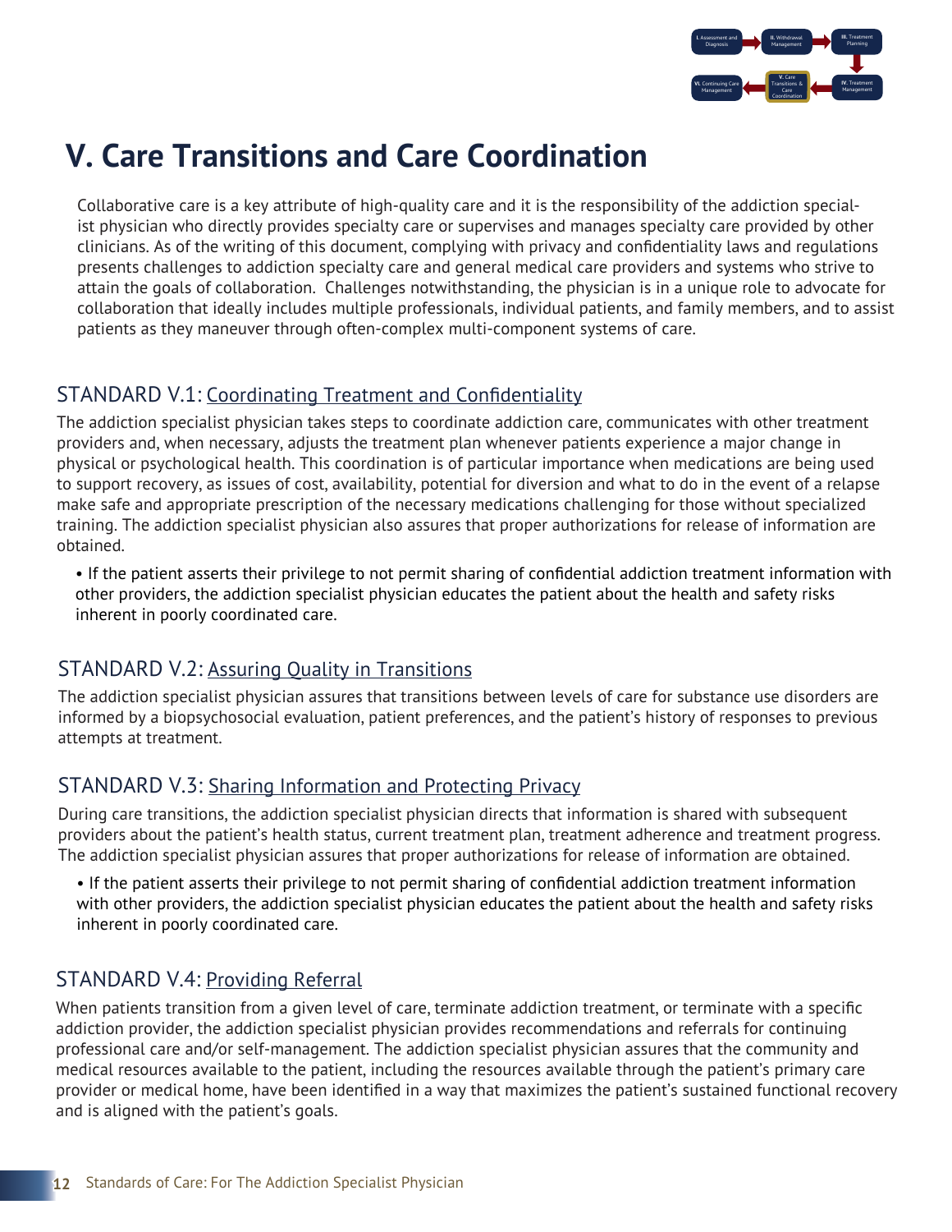# V. Care Transitions and Care Coordination

Collaborative care is a key attribute of high-quality care and it is the responsibility of the addiction specialist physician who directly provides specialty care or supervises and manages specialty care provided by other clinicians. As of the writing of this document, complying with privacy and confidentiality laws and regulations presents challenges to addiction specialty care and general medical care providers and systems who strive to attain the goals of collaboration. Challenges notwithstanding, the physician is in a unique role to advocate for collaboration that ideally includes multiple professionals, individual patients, and family members, and to assist patients as they maneuver through often-complex multi-component systems of care.

## STANDARD V.1: Coordinating Treatment and Confidentiality

The addiction specialist physician takes steps to coordinate addiction care, communicates with other treatment providers and, when necessary, adjusts the treatment plan whenever patients experience a major change in physical or psychological health. This coordination is of particular importance when medications are being used to support recovery, as issues of cost, availability, potential for diversion and what to do in the event of a relapse make safe and appropriate prescription of the necessary medications challenging for those without specialized training. The addiction specialist physician also assures that proper authorizations for release of information are obtained.

- If the patient asserts their privilege to not permit sharing of confidential addiction treatment information with other providers, the addiction specialist physician educates the patient about the health and safety risks inherent in poorly coordinated care.

## STANDARD V.2: Assuring Quality in Transitions

The addiction specialist physician assures that transitions between levels of care for substance use disorders are informed by a biopsychosocial evaluation, patient preferences, and the patient's history of responses to previous attempts at treatment.

## STANDARD V.3: Sharing Information and Protecting Privacy

During care transitions, the addiction specialist physician directs that information is shared with subsequent providers about the patient's health status, current treatment plan, treatment adherence and treatment progress. The addiction specialist physician assures that proper authorizations for release of information are obtained.

- If the patient asserts their privilege to not permit sharing of confidential addiction treatment information with other providers, the addiction specialist physician educates the patient about the health and safety risks inherent in poorly coordinated care.

## STANDARD V.4: Providing Referral

When patients transition from a given level of care, terminate addiction treatment, or terminate with a specific addiction provider, the addiction specialist physician provides recommendations and referrals for continuing professional care and/or self-management. The addiction specialist physician assures that the community and medical resources available to the patient, including the resources available through the patient's primary care provider or medical home, have been identified in a way that maximizes the patient's sustained functional recovery and is aligned with the patient's goals.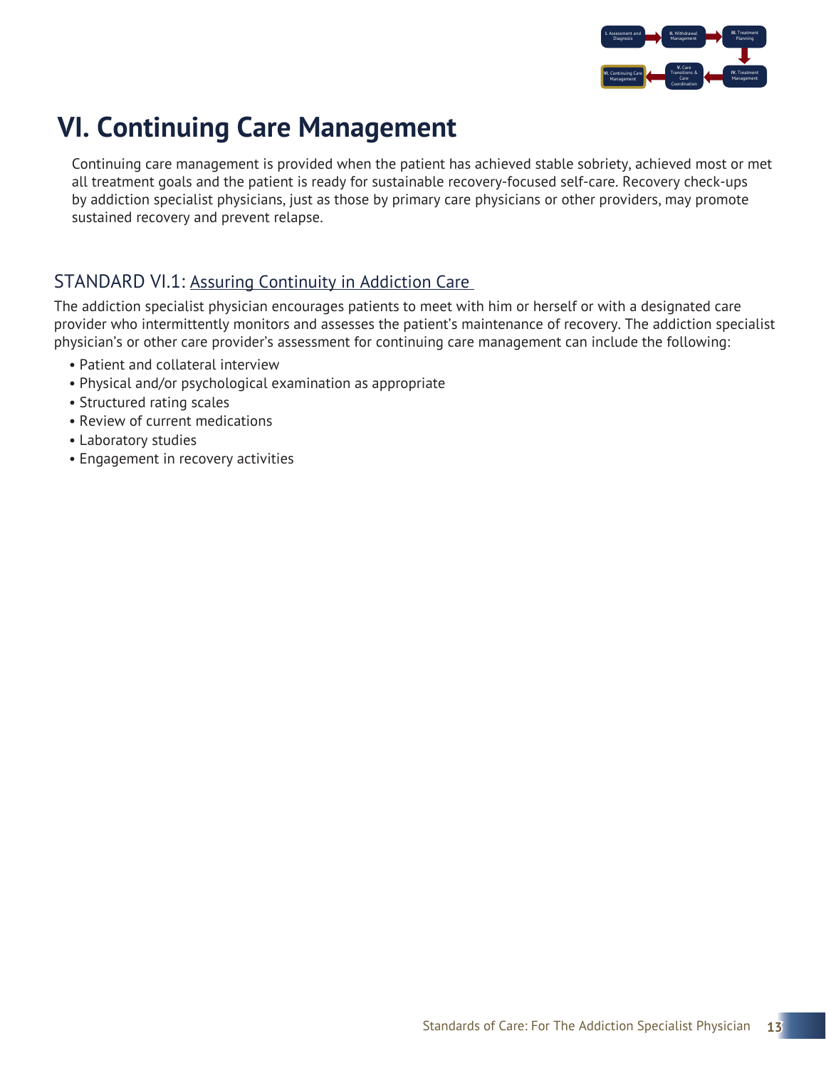# VI. Continuing Care Management

Continuing care management is provided when the patient has achieved stable sobriety, achieved most or met all treatment goals and the patient is ready for sustainable recovery-focused self-care. Recovery check-ups by addiction specialist physicians, just as those by primary care physicians or other providers, may promote sustained recovery and prevent relapse.

## STANDARD VI.1: Assuring Continuity in Addiction Care

The addiction specialist physician encourages patients to meet with him or herself or with a designated care provider who intermittently monitors and assesses the patient's maintenance of recovery. The addiction specialist physician's or other care provider's assessment for continuing care management can include the following:

- Patient and collateral interview
- Physical and/or psychological examination as appropriate
- Structured rating scales
- Review of current medications
- Laboratory studies
- Engagement in recovery activities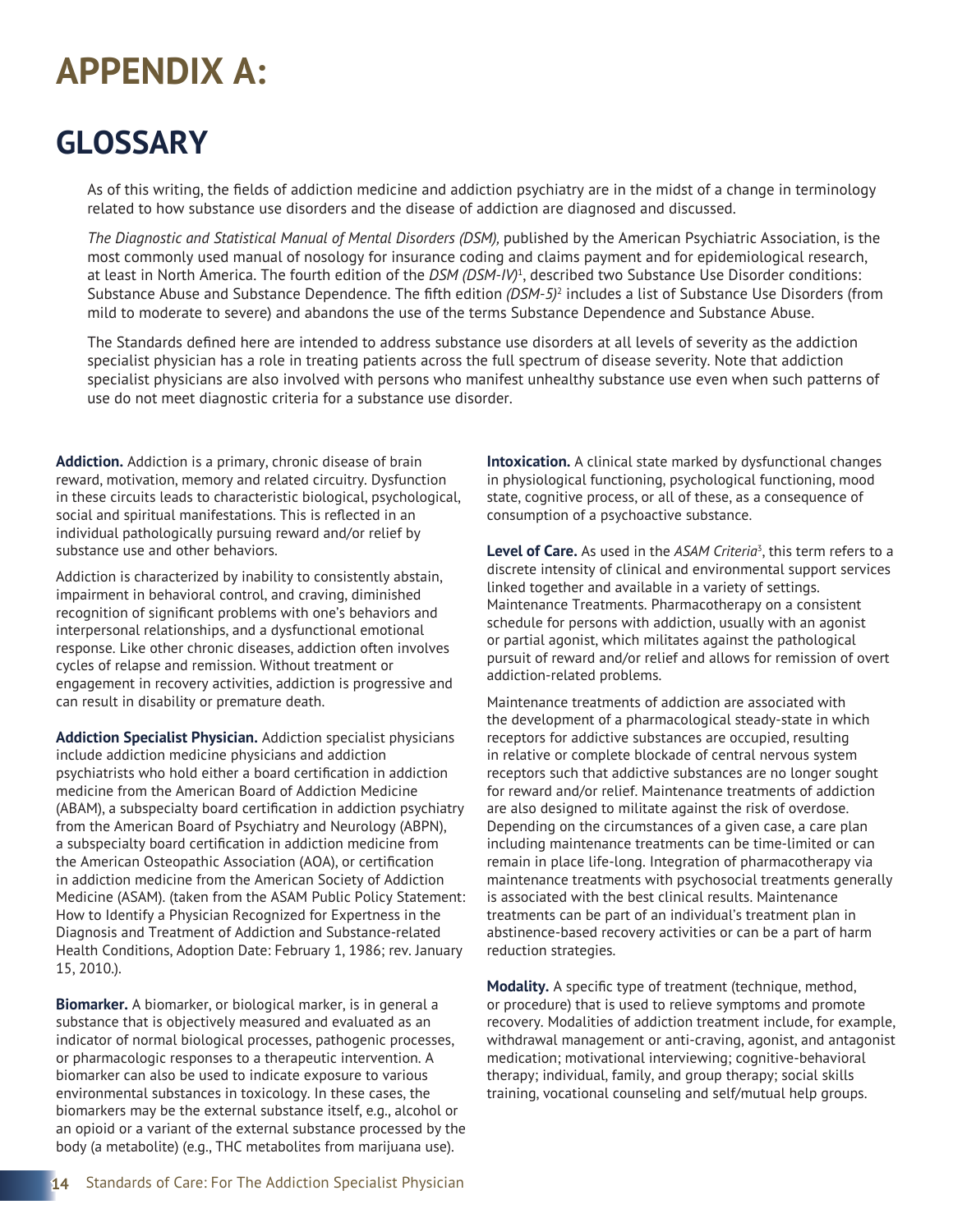# APPENDIX A:

# GLOSSARY

As of this writing, the fields of addiction medicine and addiction psychiatry are in the midst of a change in terminology related to how substance use disorders and the disease of addiction are diagnosed and discussed.

*The Diagnostic and Statistical Manual of Mental Disorders (DSM),* published by the American Psychiatric Association, is the most commonly used manual of nosology for insurance coding and claims payment and for epidemiological research, at least in North America. The fourth edition of the *DSM (DSM-IV)*[1], described two Substance Use Disorder conditions: Substance Abuse and Substance Dependence. The fifth edition *(DSM-5)*[2] includes a list of Substance Use Disorders (from mild to moderate to severe) and abandons the use of the terms Substance Dependence and Substance Abuse.

The Standards defined here are intended to address substance use disorders at all levels of severity as the addiction specialist physician has a role in treating patients across the full spectrum of disease severity. Note that addiction specialist physicians are also involved with persons who manifest unhealthy substance use even when such patterns of use do not meet diagnostic criteria for a substance use disorder.

**Addiction.** Addiction is a primary, chronic disease of brain reward, motivation, memory and related circuitry. Dysfunction in these circuits leads to characteristic biological, psychological, social and spiritual manifestations. This is reflected in an individual pathologically pursuing reward and/or relief by substance use and other behaviors.

Addiction is characterized by inability to consistently abstain, impairment in behavioral control, and craving, diminished recognition of significant problems with one's behaviors and interpersonal relationships, and a dysfunctional emotional response. Like other chronic diseases, addiction often involves cycles of relapse and remission. Without treatment or engagement in recovery activities, addiction is progressive and can result in disability or premature death.

**Addiction Specialist Physician.** Addiction specialist physicians include addiction medicine physicians and addiction psychiatrists who hold either a board certification in addiction medicine from the American Board of Addiction Medicine (ABAM), a subspecialty board certification in addiction psychiatry from the American Board of Psychiatry and Neurology (ABPN), a subspecialty board certification in addiction medicine from the American Osteopathic Association (AOA), or certification in addiction medicine from the American Society of Addiction Medicine (ASAM). (taken from the ASAM Public Policy Statement: How to Identify a Physician Recognized for Expertness in the Diagnosis and Treatment of Addiction and Substance-related Health Conditions, Adoption Date: February 1, 1986; rev. January 15, 2010.).

**Biomarker.** A biomarker, or biological marker, is in general a substance that is objectively measured and evaluated as an indicator of normal biological processes, pathogenic processes, or pharmacologic responses to a therapeutic intervention. A biomarker can also be used to indicate exposure to various environmental substances in toxicology. In these cases, the biomarkers may be the external substance itself, e.g., alcohol or an opioid or a variant of the external substance processed by the body (a metabolite) (e.g., THC metabolites from marijuana use).

**Intoxication.** A clinical state marked by dysfunctional changes in physiological functioning, psychological functioning, mood state, cognitive process, or all of these, as a consequence of consumption of a psychoactive substance.

**Level of Care.** As used in the *ASAM Criteria*[3], this term refers to a discrete intensity of clinical and environmental support services linked together and available in a variety of settings. Maintenance Treatments. Pharmacotherapy on a consistent schedule for persons with addiction, usually with an agonist or partial agonist, which militates against the pathological pursuit of reward and/or relief and allows for remission of overt addiction-related problems.

Maintenance treatments of addiction are associated with the development of a pharmacological steady-state in which receptors for addictive substances are occupied, resulting in relative or complete blockade of central nervous system receptors such that addictive substances are no longer sought for reward and/or relief. Maintenance treatments of addiction are also designed to militate against the risk of overdose. Depending on the circumstances of a given case, a care plan including maintenance treatments can be time-limited or can remain in place life-long. Integration of pharmacotherapy via maintenance treatments with psychosocial treatments generally is associated with the best clinical results. Maintenance treatments can be part of an individual's treatment plan in abstinence-based recovery activities or can be a part of harm reduction strategies.

**Modality.** A specific type of treatment (technique, method, or procedure) that is used to relieve symptoms and promote recovery. Modalities of addiction treatment include, for example, withdrawal management or anti-craving, agonist, and antagonist medication; motivational interviewing; cognitive-behavioral therapy; individual, family, and group therapy; social skills training, vocational counseling and self/mutual help groups.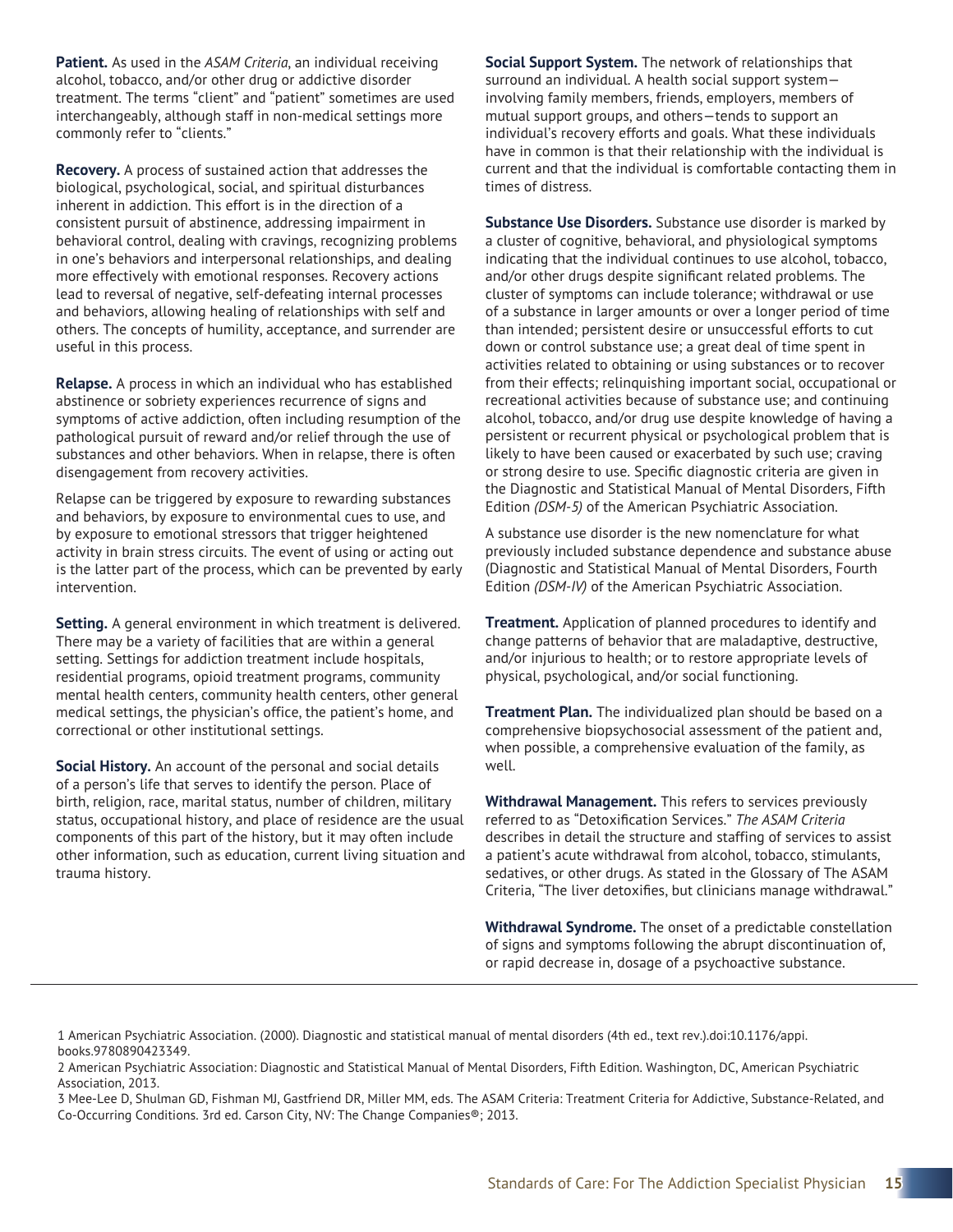**Patient.** As used in the *ASAM Criteria*, an individual receiving alcohol, tobacco, and/or other drug or addictive disorder treatment. The terms "client" and "patient" sometimes are used interchangeably, although staff in non-medical settings more commonly refer to "clients."

**Recovery.** A process of sustained action that addresses the biological, psychological, social, and spiritual disturbances inherent in addiction. This effort is in the direction of a consistent pursuit of abstinence, addressing impairment in behavioral control, dealing with cravings, recognizing problems in one's behaviors and interpersonal relationships, and dealing more effectively with emotional responses. Recovery actions lead to reversal of negative, self-defeating internal processes and behaviors, allowing healing of relationships with self and others. The concepts of humility, acceptance, and surrender are useful in this process.

**Relapse.** A process in which an individual who has established abstinence or sobriety experiences recurrence of signs and symptoms of active addiction, often including resumption of the pathological pursuit of reward and/or relief through the use of substances and other behaviors. When in relapse, there is often disengagement from recovery activities.

Relapse can be triggered by exposure to rewarding substances and behaviors, by exposure to environmental cues to use, and by exposure to emotional stressors that trigger heightened activity in brain stress circuits. The event of using or acting out is the latter part of the process, which can be prevented by early intervention.

**Setting.** A general environment in which treatment is delivered. There may be a variety of facilities that are within a general setting. Settings for addiction treatment include hospitals, residential programs, opioid treatment programs, community mental health centers, community health centers, other general medical settings, the physician's office, the patient's home, and correctional or other institutional settings.

**Social History.** An account of the personal and social details of a person's life that serves to identify the person. Place of birth, religion, race, marital status, number of children, military status, occupational history, and place of residence are the usual components of this part of the history, but it may often include other information, such as education, current living situation and trauma history.

**Social Support System.** The network of relationships that surround an individual. A health social support system—involving family members, friends, employers, members of mutual support groups, and others—tends to support an individual's recovery efforts and goals. What these individuals have in common is that their relationship with the individual is current and that the individual is comfortable contacting them in times of distress.

**Substance Use Disorders.** Substance use disorder is marked by a cluster of cognitive, behavioral, and physiological symptoms indicating that the individual continues to use alcohol, tobacco, and/or other drugs despite significant related problems. The cluster of symptoms can include tolerance; withdrawal or use of a substance in larger amounts or over a longer period of time than intended; persistent desire or unsuccessful efforts to cut down or control substance use; a great deal of time spent in activities related to obtaining or using substances or to recover from their effects; relinquishing important social, occupational or recreational activities because of substance use; and continuing alcohol, tobacco, and/or drug use despite knowledge of having a persistent or recurrent physical or psychological problem that is likely to have been caused or exacerbated by such use; craving or strong desire to use. Specific diagnostic criteria are given in the Diagnostic and Statistical Manual of Mental Disorders, Fifth Edition *(DSM-5)* of the American Psychiatric Association.

A substance use disorder is the new nomenclature for what previously included substance dependence and substance abuse (Diagnostic and Statistical Manual of Mental Disorders, Fourth Edition *(DSM-IV)* of the American Psychiatric Association.

**Treatment.** Application of planned procedures to identify and change patterns of behavior that are maladaptive, destructive, and/or injurious to health; or to restore appropriate levels of physical, psychological, and/or social functioning.

**Treatment Plan.** The individualized plan should be based on a comprehensive biopsychosocial assessment of the patient and, when possible, a comprehensive evaluation of the family, as well.

**Withdrawal Management.** This refers to services previously referred to as "Detoxification Services." *The ASAM Criteria* describes in detail the structure and staffing of services to assist a patient's acute withdrawal from alcohol, tobacco, stimulants, sedatives, or other drugs. As stated in the Glossary of The ASAM Criteria, "The liver detoxifies, but clinicians manage withdrawal."

**Withdrawal Syndrome.** The onset of a predictable constellation of signs and symptoms following the abrupt discontinuation of, or rapid decrease in, dosage of a psychoactive substance.

---

1 American Psychiatric Association. (2000). Diagnostic and statistical manual of mental disorders (4th ed., text rev.).doi:10.1176/appi.books.9780890423349.

2 American Psychiatric Association: Diagnostic and Statistical Manual of Mental Disorders, Fifth Edition. Washington, DC, American Psychiatric Association, 2013.

3 Mee-Lee D, Shulman GD, Fishman MJ, Gastfriend DR, Miller MM, eds. The ASAM Criteria: Treatment Criteria for Addictive, Substance-Related, and Co-Occurring Conditions. 3rd ed. Carson City, NV: The Change Companies®; 2013.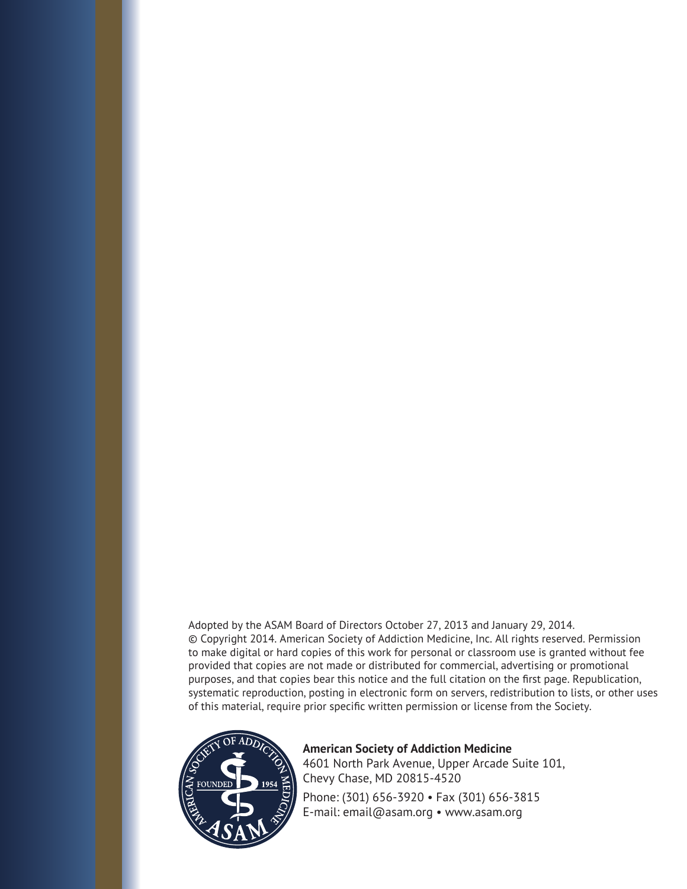Adopted by the ASAM Board of Directors October 27, 2013 and January 29, 2014.
© Copyright 2014. American Society of Addiction Medicine, Inc. All rights reserved. Permission to make digital or hard copies of this work for personal or classroom use is granted without fee provided that copies are not made or distributed for commercial, advertising or promotional purposes, and that copies bear this notice and the full citation on the first page. Republication, systematic reproduction, posting in electronic form on servers, redistribution to lists, or other uses of this material, require prior specific written permission or license from the Society.

**American Society of Addiction Medicine**
4601 North Park Avenue, Upper Arcade Suite 101,
Chevy Chase, MD 20815-4520

Phone: (301) 656-3920 • Fax (301) 656-3815
E-mail: email@asam.org • www.asam.org